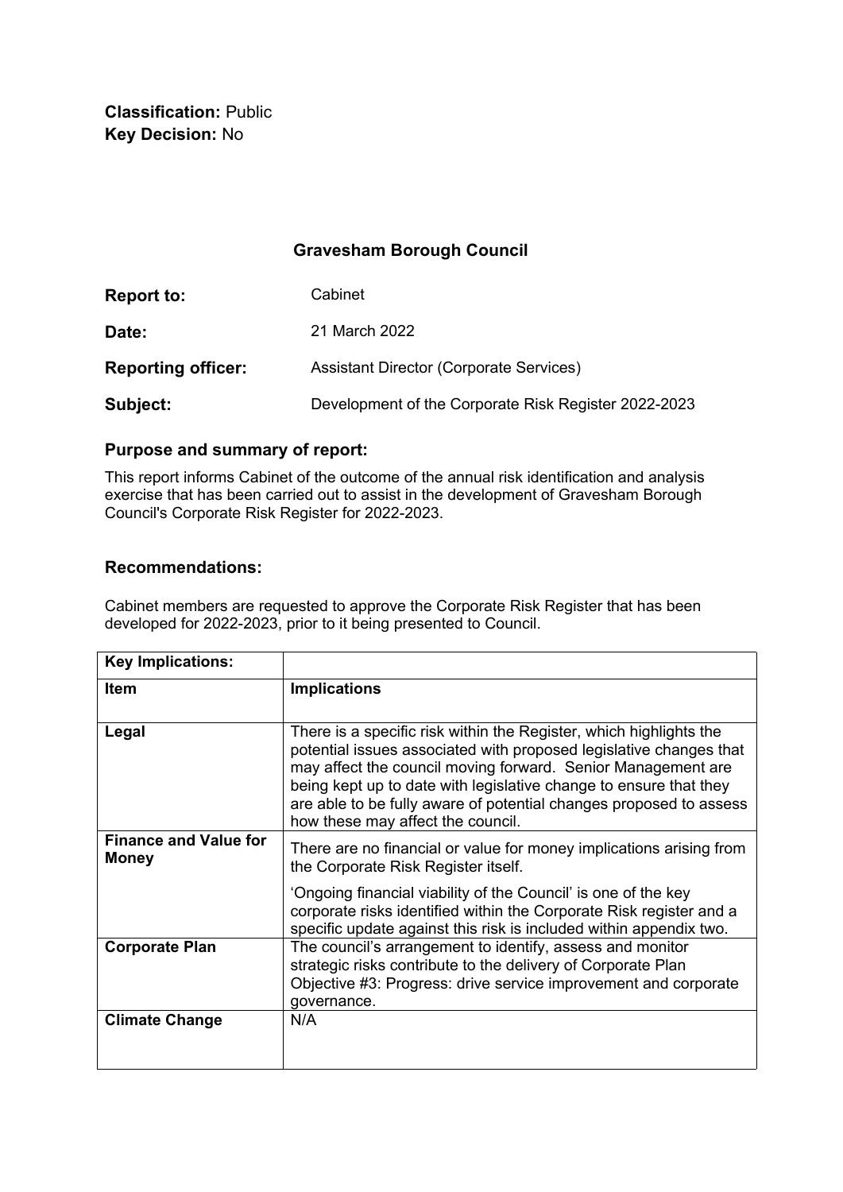**Classification:** Public
**Key Decision:** No

## Gravesham Borough Council

**Report to:** Cabinet

**Date:** 21 March 2022

**Reporting officer:** Assistant Director (Corporate Services)

**Subject:** Development of the Corporate Risk Register 2022-2023

### Purpose and summary of report:

This report informs Cabinet of the outcome of the annual risk identification and analysis exercise that has been carried out to assist in the development of Gravesham Borough Council's Corporate Risk Register for 2022-2023.

### Recommendations:

Cabinet members are requested to approve the Corporate Risk Register that has been developed for 2022-2023, prior to it being presented to Council.

| **Key Implications:** | |
|---|---|
| **Item** | **Implications** |
| **Legal** | There is a specific risk within the Register, which highlights the potential issues associated with proposed legislative changes that may affect the council moving forward. Senior Management are being kept up to date with legislative change to ensure that they are able to be fully aware of potential changes proposed to assess how these may affect the council. |
| **Finance and Value for Money** | There are no financial or value for money implications arising from the Corporate Risk Register itself.<br><br>'Ongoing financial viability of the Council' is one of the key corporate risks identified within the Corporate Risk register and a specific update against this risk is included within appendix two. |
| **Corporate Plan** | The council's arrangement to identify, assess and monitor strategic risks contribute to the delivery of Corporate Plan Objective #3: Progress: drive service improvement and corporate governance. |
| **Climate Change** | N/A |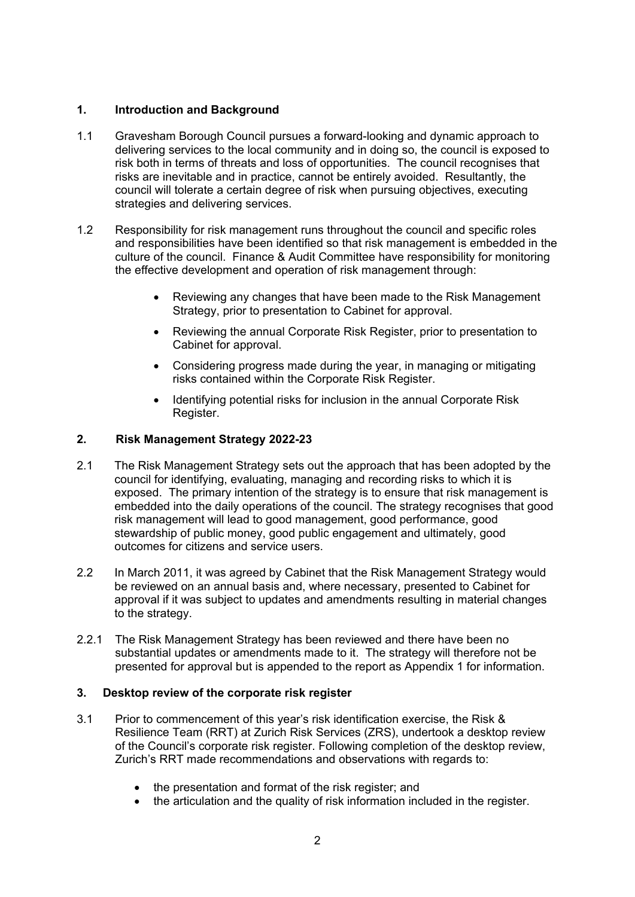## 1. Introduction and Background

1.1 Gravesham Borough Council pursues a forward-looking and dynamic approach to delivering services to the local community and in doing so, the council is exposed to risk both in terms of threats and loss of opportunities. The council recognises that risks are inevitable and in practice, cannot be entirely avoided. Resultantly, the council will tolerate a certain degree of risk when pursuing objectives, executing strategies and delivering services.

1.2 Responsibility for risk management runs throughout the council and specific roles and responsibilities have been identified so that risk management is embedded in the culture of the council. Finance & Audit Committee have responsibility for monitoring the effective development and operation of risk management through:

- Reviewing any changes that have been made to the Risk Management Strategy, prior to presentation to Cabinet for approval.
- Reviewing the annual Corporate Risk Register, prior to presentation to Cabinet for approval.
- Considering progress made during the year, in managing or mitigating risks contained within the Corporate Risk Register.
- Identifying potential risks for inclusion in the annual Corporate Risk Register.

## 2. Risk Management Strategy 2022-23

2.1 The Risk Management Strategy sets out the approach that has been adopted by the council for identifying, evaluating, managing and recording risks to which it is exposed. The primary intention of the strategy is to ensure that risk management is embedded into the daily operations of the council. The strategy recognises that good risk management will lead to good management, good performance, good stewardship of public money, good public engagement and ultimately, good outcomes for citizens and service users.

2.2 In March 2011, it was agreed by Cabinet that the Risk Management Strategy would be reviewed on an annual basis and, where necessary, presented to Cabinet for approval if it was subject to updates and amendments resulting in material changes to the strategy.

2.2.1 The Risk Management Strategy has been reviewed and there have been no substantial updates or amendments made to it. The strategy will therefore not be presented for approval but is appended to the report as Appendix 1 for information.

## 3. Desktop review of the corporate risk register

3.1 Prior to commencement of this year's risk identification exercise, the Risk & Resilience Team (RRT) at Zurich Risk Services (ZRS), undertook a desktop review of the Council's corporate risk register. Following completion of the desktop review, Zurich's RRT made recommendations and observations with regards to:

- the presentation and format of the risk register; and
- the articulation and the quality of risk information included in the register.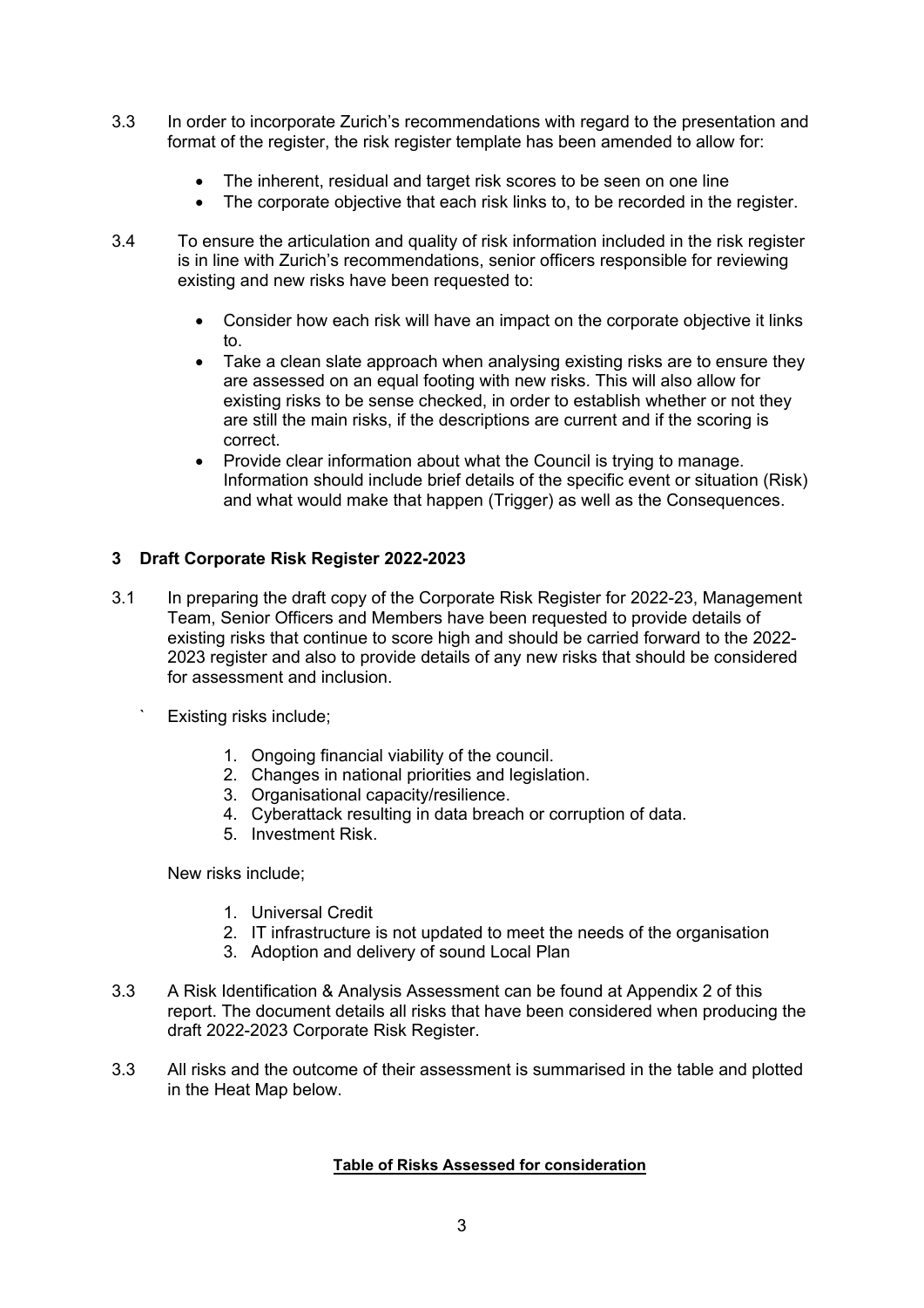3.3 In order to incorporate Zurich's recommendations with regard to the presentation and format of the register, the risk register template has been amended to allow for:

- The inherent, residual and target risk scores to be seen on one line
- The corporate objective that each risk links to, to be recorded in the register.

3.4 To ensure the articulation and quality of risk information included in the risk register is in line with Zurich's recommendations, senior officers responsible for reviewing existing and new risks have been requested to:

- Consider how each risk will have an impact on the corporate objective it links to.
- Take a clean slate approach when analysing existing risks are to ensure they are assessed on an equal footing with new risks. This will also allow for existing risks to be sense checked, in order to establish whether or not they are still the main risks, if the descriptions are current and if the scoring is correct.
- Provide clear information about what the Council is trying to manage. Information should include brief details of the specific event or situation (Risk) and what would make that happen (Trigger) as well as the Consequences.

## 3 Draft Corporate Risk Register 2022-2023

3.1 In preparing the draft copy of the Corporate Risk Register for 2022-23, Management Team, Senior Officers and Members have been requested to provide details of existing risks that continue to score high and should be carried forward to the 2022-2023 register and also to provide details of any new risks that should be considered for assessment and inclusion.

` Existing risks include;

1. Ongoing financial viability of the council.
2. Changes in national priorities and legislation.
3. Organisational capacity/resilience.
4. Cyberattack resulting in data breach or corruption of data.
5. Investment Risk.

New risks include;

1. Universal Credit
2. IT infrastructure is not updated to meet the needs of the organisation
3. Adoption and delivery of sound Local Plan

3.3 A Risk Identification & Analysis Assessment can be found at Appendix 2 of this report. The document details all risks that have been considered when producing the draft 2022-2023 Corporate Risk Register.

3.3 All risks and the outcome of their assessment is summarised in the table and plotted in the Heat Map below.

**Table of Risks Assessed for consideration**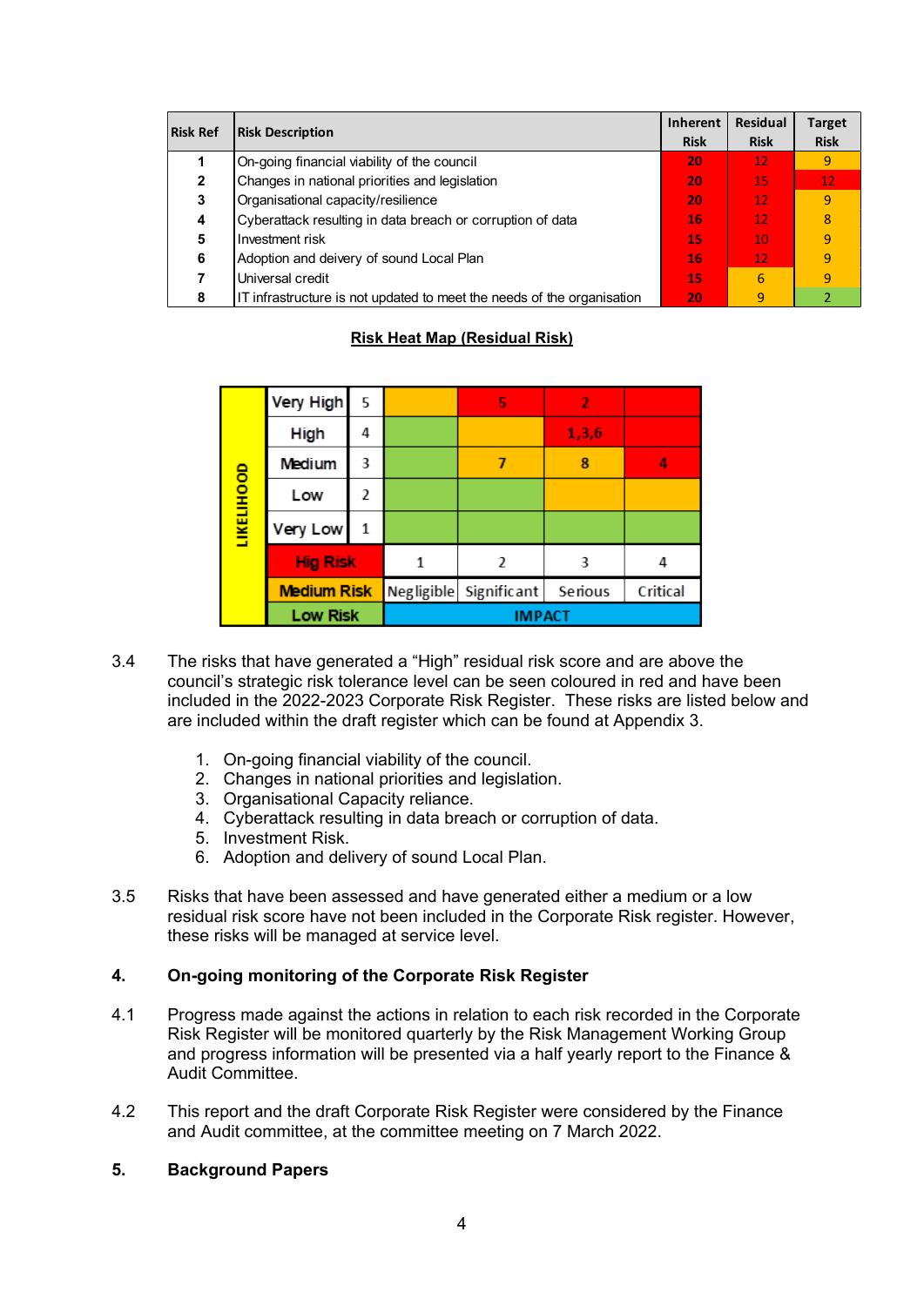| Risk Ref | Risk Description | Inherent Risk | Residual Risk | Target Risk |
|---|---|---|---|---|
| 1 | On-going financial viability of the council | 20 | 12 | 9 |
| 2 | Changes in national priorities and legislation | 20 | 15 | 12 |
| 3 | Organisational capacity/resilience | 20 | 12 | 9 |
| 4 | Cyberattack resulting in data breach or corruption of data | 16 | 12 | 8 |
| 5 | Investment risk | 15 | 10 | 9 |
| 6 | Adoption and deivery of sound Local Plan | 16 | 12 | 9 |
| 7 | Universal credit | 15 | 6 | 9 |
| 8 | IT infrastructure is not updated to meet the needs of the organisation | 20 | 9 | 2 |

**Risk Heat Map (Residual Risk)**

| LIKELIHOOD | | | | | | |
|---|---|---|---|---|---|---|
| Very High | 5 | | 5 | 2 | |
| High | 4 | | | 1,3,6 | |
| Medium | 3 | | 7 | 8 | 4 |
| Low | 2 | | | | |
| Very Low | 1 | | | | |
| Hig Risk | | 1 | 2 | 3 | 4 |
| Medium Risk | | Negligible | Significant | Serious | Critical |
| Low Risk | | IMPACT | | | |

3.4 The risks that have generated a “High” residual risk score and are above the council’s strategic risk tolerance level can be seen coloured in red and have been included in the 2022-2023 Corporate Risk Register. These risks are listed below and are included within the draft register which can be found at Appendix 3.

1. On-going financial viability of the council.
2. Changes in national priorities and legislation.
3. Organisational Capacity reliance.
4. Cyberattack resulting in data breach or corruption of data.
5. Investment Risk.
6. Adoption and delivery of sound Local Plan.

3.5 Risks that have been assessed and have generated either a medium or a low residual risk score have not been included in the Corporate Risk register. However, these risks will be managed at service level.

## 4. On-going monitoring of the Corporate Risk Register

4.1 Progress made against the actions in relation to each risk recorded in the Corporate Risk Register will be monitored quarterly by the Risk Management Working Group and progress information will be presented via a half yearly report to the Finance & Audit Committee.

4.2 This report and the draft Corporate Risk Register were considered by the Finance and Audit committee, at the committee meeting on 7 March 2022.

## 5. Background Papers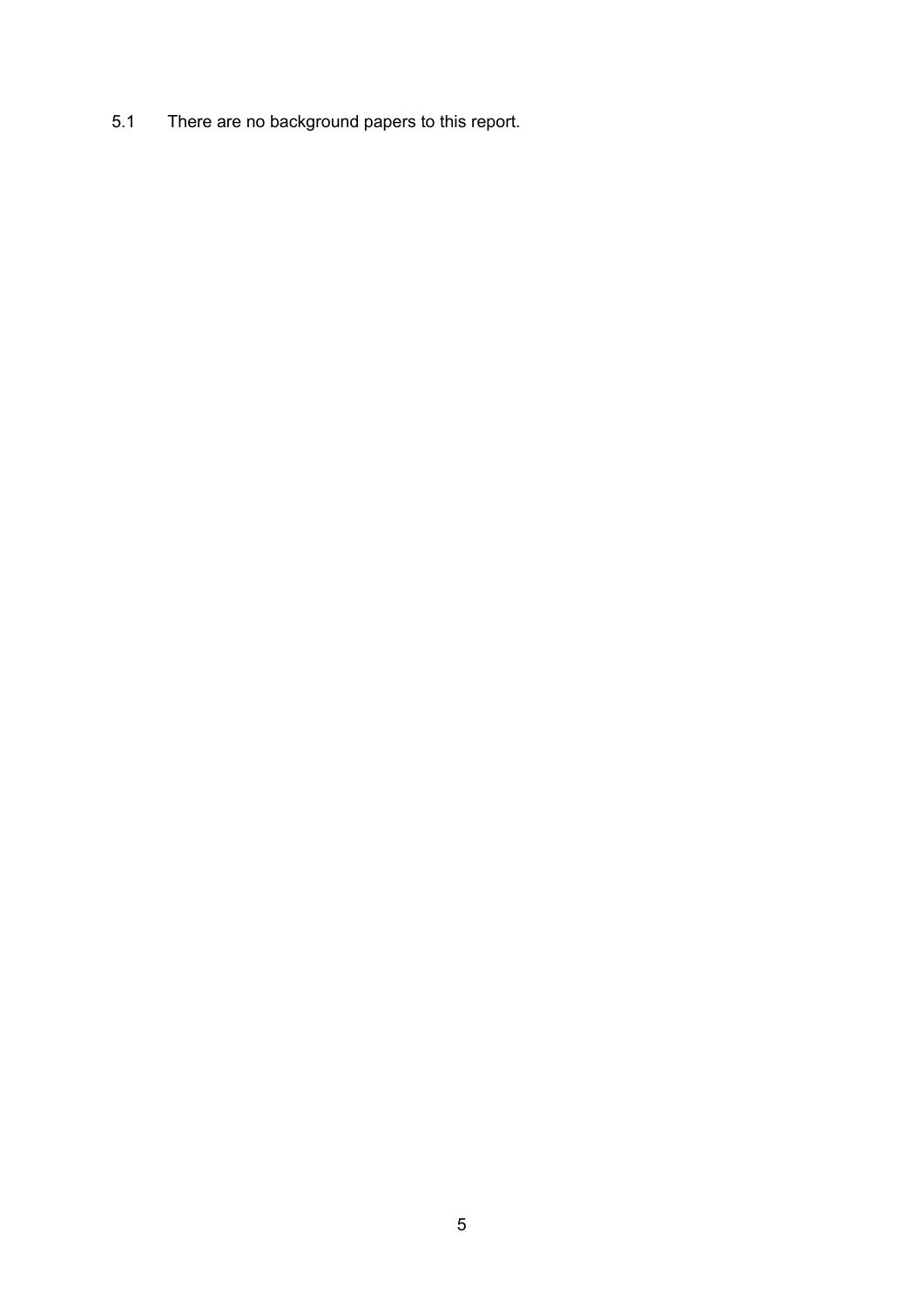5.1 There are no background papers to this report.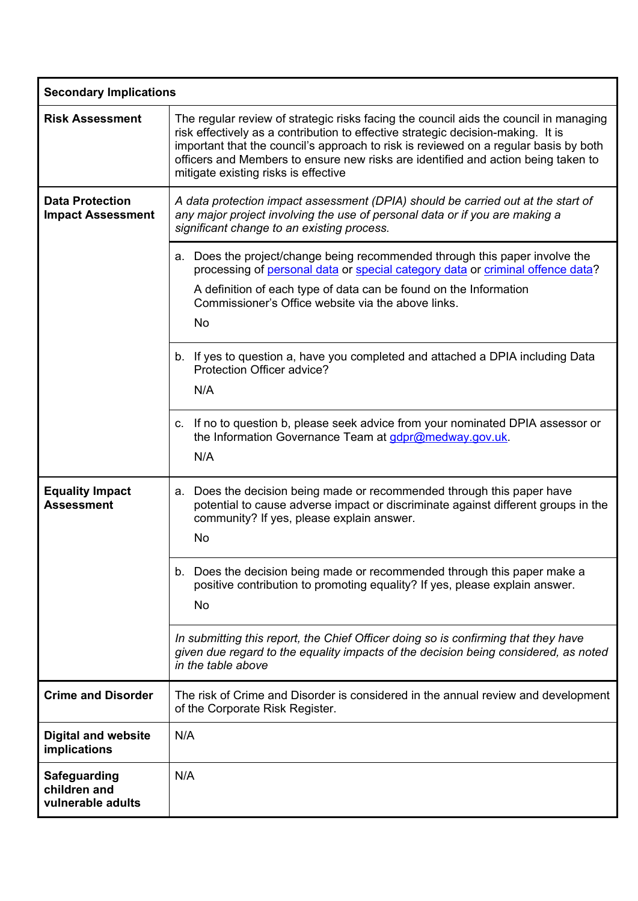| Secondary Implications | |
|---|---|
| **Risk Assessment** | The regular review of strategic risks facing the council aids the council in managing risk effectively as a contribution to effective strategic decision-making. It is important that the council's approach to risk is reviewed on a regular basis by both officers and Members to ensure new risks are identified and action being taken to mitigate existing risks is effective |
| **Data Protection Impact Assessment** | *A data protection impact assessment (DPIA) should be carried out at the start of any major project involving the use of personal data or if you are making a significant change to an existing process.* |
| | a. Does the project/change being recommended through this paper involve the processing of personal data or special category data or criminal offence data? A definition of each type of data can be found on the Information Commissioner's Office website via the above links. No |
| | b. If yes to question a, have you completed and attached a DPIA including Data Protection Officer advice? N/A |
| | c. If no to question b, please seek advice from your nominated DPIA assessor or the Information Governance Team at gdpr@medway.gov.uk. N/A |
| **Equality Impact Assessment** | a. Does the decision being made or recommended through this paper have potential to cause adverse impact or discriminate against different groups in the community? If yes, please explain answer. No |
| | b. Does the decision being made or recommended through this paper make a positive contribution to promoting equality? If yes, please explain answer. No |
| | *In submitting this report, the Chief Officer doing so is confirming that they have given due regard to the equality impacts of the decision being considered, as noted in the table above* |
| **Crime and Disorder** | The risk of Crime and Disorder is considered in the annual review and development of the Corporate Risk Register. |
| **Digital and website implications** | N/A |
| **Safeguarding children and vulnerable adults** | N/A |